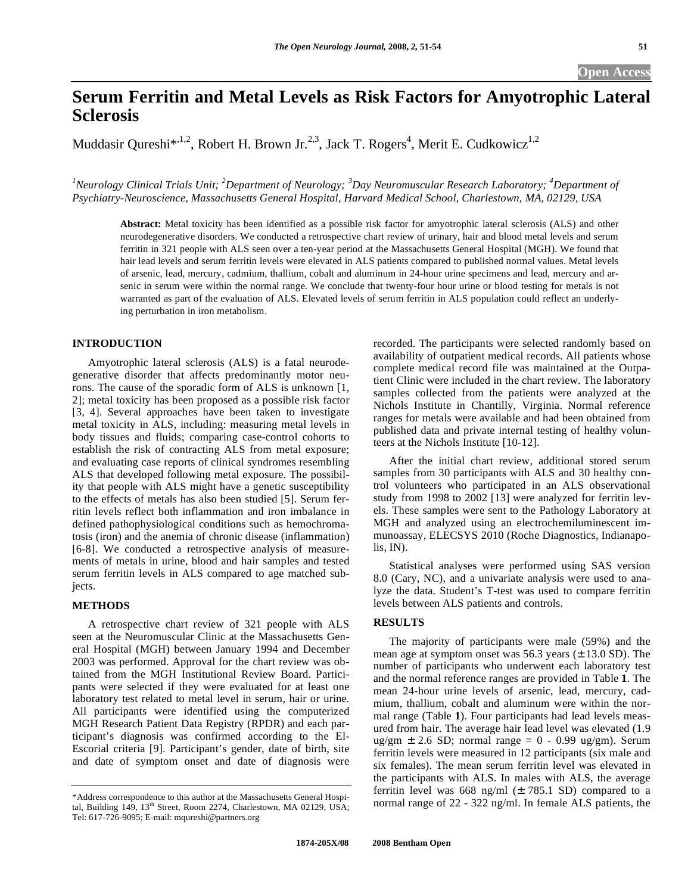Open Access

# Serum Ferritin and Metal Levels as Risk Factors for Amyotrophic Lateral Sclerosis

Muddasir Qureshi*[,1,2], Robert H. Brown Jr.[2,3], Jack T. Rogers[4], Merit E. Cudkowicz[1,2]

*[1]Neurology Clinical Trials Unit; [2]Department of Neurology; [3]Day Neuromuscular Research Laboratory; [4]Department of Psychiatry-Neuroscience, Massachusetts General Hospital, Harvard Medical School, Charlestown, MA, 02129, USA*

**Abstract:** Metal toxicity has been identified as a possible risk factor for amyotrophic lateral sclerosis (ALS) and other neurodegenerative disorders. We conducted a retrospective chart review of urinary, hair and blood metal levels and serum ferritin in 321 people with ALS seen over a ten-year period at the Massachusetts General Hospital (MGH). We found that hair lead levels and serum ferritin levels were elevated in ALS patients compared to published normal values. Metal levels of arsenic, lead, mercury, cadmium, thallium, cobalt and aluminum in 24-hour urine specimens and lead, mercury and arsenic in serum were within the normal range. We conclude that twenty-four hour urine or blood testing for metals is not warranted as part of the evaluation of ALS. Elevated levels of serum ferritin in ALS population could reflect an underlying perturbation in iron metabolism.

## INTRODUCTION

Amyotrophic lateral sclerosis (ALS) is a fatal neurodegenerative disorder that affects predominantly motor neurons. The cause of the sporadic form of ALS is unknown [1, 2]; metal toxicity has been proposed as a possible risk factor [3, 4]. Several approaches have been taken to investigate metal toxicity in ALS, including: measuring metal levels in body tissues and fluids; comparing case-control cohorts to establish the risk of contracting ALS from metal exposure; and evaluating case reports of clinical syndromes resembling ALS that developed following metal exposure. The possibility that people with ALS might have a genetic susceptibility to the effects of metals has also been studied [5]. Serum ferritin levels reflect both inflammation and iron imbalance in defined pathophysiological conditions such as hemochromatosis (iron) and the anemia of chronic disease (inflammation) [6-8]. We conducted a retrospective analysis of measurements of metals in urine, blood and hair samples and tested serum ferritin levels in ALS compared to age matched subjects.

## METHODS

A retrospective chart review of 321 people with ALS seen at the Neuromuscular Clinic at the Massachusetts General Hospital (MGH) between January 1994 and December 2003 was performed. Approval for the chart review was obtained from the MGH Institutional Review Board. Participants were selected if they were evaluated for at least one laboratory test related to metal level in serum, hair or urine. All participants were identified using the computerized MGH Research Patient Data Registry (RPDR) and each participant's diagnosis was confirmed according to the El-Escorial criteria [9]. Participant's gender, date of birth, site and date of symptom onset and date of diagnosis were recorded. The participants were selected randomly based on availability of outpatient medical records. All patients whose complete medical record file was maintained at the Outpatient Clinic were included in the chart review. The laboratory samples collected from the patients were analyzed at the Nichols Institute in Chantilly, Virginia. Normal reference ranges for metals were available and had been obtained from published data and private internal testing of healthy volunteers at the Nichols Institute [10-12].

After the initial chart review, additional stored serum samples from 30 participants with ALS and 30 healthy control volunteers who participated in an ALS observational study from 1998 to 2002 [13] were analyzed for ferritin levels. These samples were sent to the Pathology Laboratory at MGH and analyzed using an electrochemiluminescent immunoassay, ELECSYS 2010 (Roche Diagnostics, Indianapolis, IN).

Statistical analyses were performed using SAS version 8.0 (Cary, NC), and a univariate analysis were used to analyze the data. Student's T-test was used to compare ferritin levels between ALS patients and controls.

## RESULTS

The majority of participants were male (59%) and the mean age at symptom onset was 56.3 years (± 13.0 SD). The number of participants who underwent each laboratory test and the normal reference ranges are provided in Table **1**. The mean 24-hour urine levels of arsenic, lead, mercury, cadmium, thallium, cobalt and aluminum were within the normal range (Table **1**). Four participants had lead levels measured from hair. The average hair lead level was elevated (1.9 ug/gm ± 2.6 SD; normal range = 0 - 0.99 ug/gm). Serum ferritin levels were measured in 12 participants (six male and six females). The mean serum ferritin level was elevated in the participants with ALS. In males with ALS, the average ferritin level was 668 ng/ml (± 785.1 SD) compared to a normal range of 22 - 322 ng/ml. In female ALS patients, the

---

*Address correspondence to this author at the Massachusetts General Hospital, Building 149, 13th Street, Room 2274, Charlestown, MA 02129, USA; Tel: 617-726-9095; E-mail: mqureshi@partners.org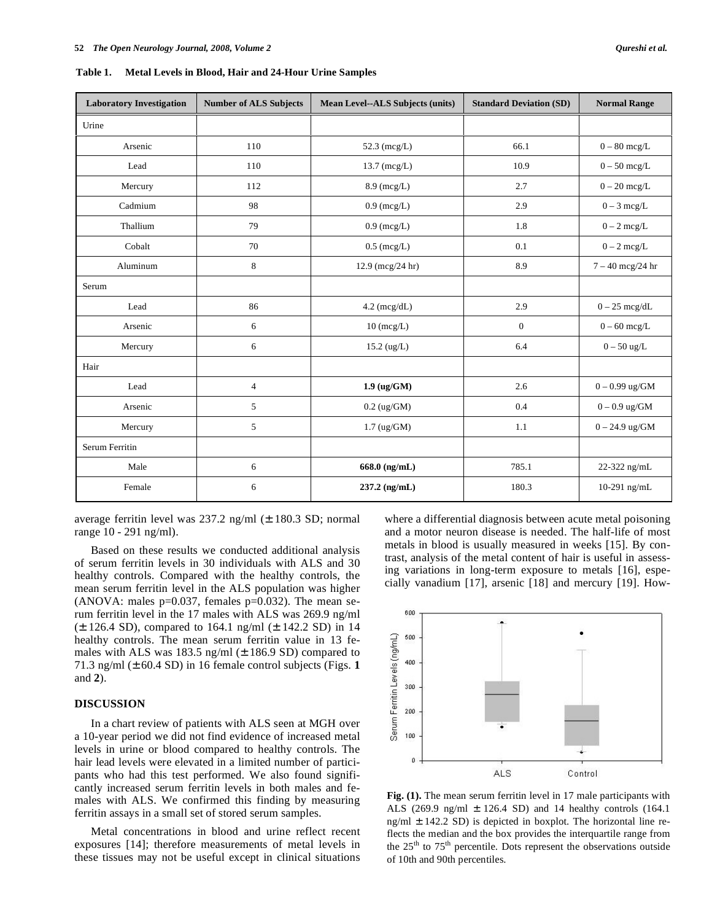**Table 1. Metal Levels in Blood, Hair and 24-Hour Urine Samples**

| Laboratory Investigation | Number of ALS Subjects | Mean Level--ALS Subjects (units) | Standard Deviation (SD) | Normal Range |
|---|---|---|---|---|
| Urine | | | | |
| Arsenic | 110 | 52.3 (mcg/L) | 66.1 | 0 – 80 mcg/L |
| Lead | 110 | 13.7 (mcg/L) | 10.9 | 0 – 50 mcg/L |
| Mercury | 112 | 8.9 (mcg/L) | 2.7 | 0 – 20 mcg/L |
| Cadmium | 98 | 0.9 (mcg/L) | 2.9 | 0 – 3 mcg/L |
| Thallium | 79 | 0.9 (mcg/L) | 1.8 | 0 – 2 mcg/L |
| Cobalt | 70 | 0.5 (mcg/L) | 0.1 | 0 – 2 mcg/L |
| Aluminum | 8 | 12.9 (mcg/24 hr) | 8.9 | 7 – 40 mcg/24 hr |
| Serum | | | | |
| Lead | 86 | 4.2 (mcg/dL) | 2.9 | 0 – 25 mcg/dL |
| Arsenic | 6 | 10 (mcg/L) | 0 | 0 – 60 mcg/L |
| Mercury | 6 | 15.2 (ug/L) | 6.4 | 0 – 50 ug/L |
| Hair | | | | |
| Lead | 4 | **1.9 (ug/GM)** | 2.6 | 0 – 0.99 ug/GM |
| Arsenic | 5 | 0.2 (ug/GM) | 0.4 | 0 – 0.9 ug/GM |
| Mercury | 5 | 1.7 (ug/GM) | 1.1 | 0 – 24.9 ug/GM |
| Serum Ferritin | | | | |
| Male | 6 | **668.0 (ng/mL)** | 785.1 | 22-322 ng/mL |
| Female | 6 | **237.2 (ng/mL)** | 180.3 | 10-291 ng/mL |

average ferritin level was 237.2 ng/ml (± 180.3 SD; normal range 10 - 291 ng/ml).

Based on these results we conducted additional analysis of serum ferritin levels in 30 individuals with ALS and 30 healthy controls. Compared with the healthy controls, the mean serum ferritin level in the ALS population was higher (ANOVA: males $p=0.037$, females $p=0.032$). The mean serum ferritin level in the 17 males with ALS was 269.9 ng/ml (± 126.4 SD), compared to 164.1 ng/ml (± 142.2 SD) in 14 healthy controls. The mean serum ferritin value in 13 females with ALS was 183.5 ng/ml (± 186.9 SD) compared to 71.3 ng/ml (± 60.4 SD) in 16 female control subjects (Figs. **1** and **2**).

## DISCUSSION

In a chart review of patients with ALS seen at MGH over a 10-year period we did not find evidence of increased metal levels in urine or blood compared to healthy controls. The hair lead levels were elevated in a limited number of participants who had this test performed. We also found significantly increased serum ferritin levels in both males and females with ALS. We confirmed this finding by measuring ferritin assays in a small set of stored serum samples.

Metal concentrations in blood and urine reflect recent exposures [14]; therefore measurements of metal levels in these tissues may not be useful except in clinical situations where a differential diagnosis between acute metal poisoning and a motor neuron disease is needed. The half-life of most metals in blood is usually measured in weeks [15]. By contrast, analysis of the metal content of hair is useful in assessing variations in long-term exposure to metals [16], especially vanadium [17], arsenic [18] and mercury [19]. How-

**Fig. (1).** The mean serum ferritin level in 17 male participants with ALS (269.9 ng/ml ± 126.4 SD) and 14 healthy controls (164.1 ng/ml ± 142.2 SD) is depicted in boxplot. The horizontal line reflects the median and the box provides the interquartile range from the 25[th] to 75[th] percentile. Dots represent the observations outside of 10th and 90th percentiles.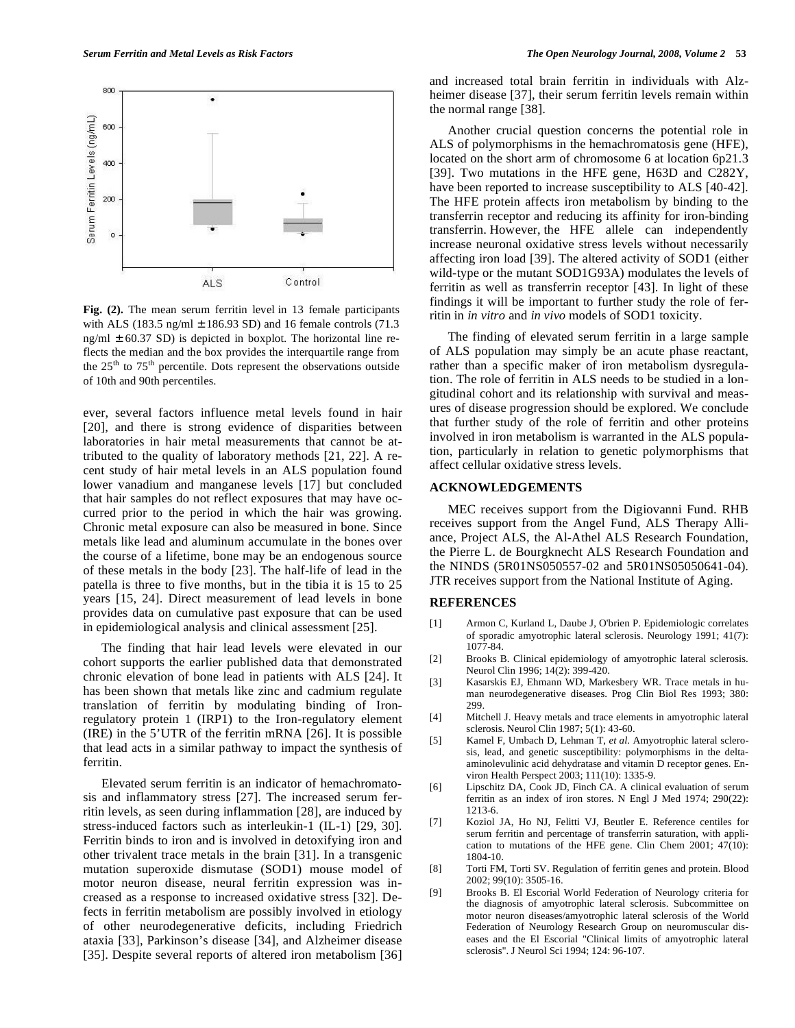Fig. (2). The mean serum ferritin level in 13 female participants with ALS (183.5 ng/ml ± 186.93 SD) and 16 female controls (71.3 ng/ml ± 60.37 SD) is depicted in boxplot. The horizontal line reflects the median and the box provides the interquartile range from the 25th to 75th percentile. Dots represent the observations outside of 10th and 90th percentiles.

ever, several factors influence metal levels found in hair [20], and there is strong evidence of disparities between laboratories in hair metal measurements that cannot be attributed to the quality of laboratory methods [21, 22]. A recent study of hair metal levels in an ALS population found lower vanadium and manganese levels [17] but concluded that hair samples do not reflect exposures that may have occurred prior to the period in which the hair was growing. Chronic metal exposure can also be measured in bone. Since metals like lead and aluminum accumulate in the bones over the course of a lifetime, bone may be an endogenous source of these metals in the body [23]. The half-life of lead in the patella is three to five months, but in the tibia it is 15 to 25 years [15, 24]. Direct measurement of lead levels in bone provides data on cumulative past exposure that can be used in epidemiological analysis and clinical assessment [25].

The finding that hair lead levels were elevated in our cohort supports the earlier published data that demonstrated chronic elevation of bone lead in patients with ALS [24]. It has been shown that metals like zinc and cadmium regulate translation of ferritin by modulating binding of Iron-regulatory protein 1 (IRP1) to the Iron-regulatory element (IRE) in the 5'UTR of the ferritin mRNA [26]. It is possible that lead acts in a similar pathway to impact the synthesis of ferritin.

Elevated serum ferritin is an indicator of hemachromatosis and inflammatory stress [27]. The increased serum ferritin levels, as seen during inflammation [28], are induced by stress-induced factors such as interleukin-1 (IL-1) [29, 30]. Ferritin binds to iron and is involved in detoxifying iron and other trivalent trace metals in the brain [31]. In a transgenic mutation superoxide dismutase (SOD1) mouse model of motor neuron disease, neural ferritin expression was increased as a response to increased oxidative stress [32]. Defects in ferritin metabolism are possibly involved in etiology of other neurodegenerative deficits, including Friedrich ataxia [33], Parkinson's disease [34], and Alzheimer disease [35]. Despite several reports of altered iron metabolism [36] and increased total brain ferritin in individuals with Alzheimer disease [37], their serum ferritin levels remain within the normal range [38].

Another crucial question concerns the potential role in ALS of polymorphisms in the hemachromatosis gene (HFE), located on the short arm of chromosome 6 at location 6p21.3 [39]. Two mutations in the HFE gene, H63D and C282Y, have been reported to increase susceptibility to ALS [40-42]. The HFE protein affects iron metabolism by binding to the transferrin receptor and reducing its affinity for iron-binding transferrin. However, the HFE allele can independently increase neuronal oxidative stress levels without necessarily affecting iron load [39]. The altered activity of SOD1 (either wild-type or the mutant SOD1G93A) modulates the levels of ferritin as well as transferrin receptor [43]. In light of these findings it will be important to further study the role of ferritin in *in vitro* and *in vivo* models of SOD1 toxicity.

The finding of elevated serum ferritin in a large sample of ALS population may simply be an acute phase reactant, rather than a specific maker of iron metabolism dysregulation. The role of ferritin in ALS needs to be studied in a longitudinal cohort and its relationship with survival and measures of disease progression should be explored. We conclude that further study of the role of ferritin and other proteins involved in iron metabolism is warranted in the ALS population, particularly in relation to genetic polymorphisms that affect cellular oxidative stress levels.

## ACKNOWLEDGEMENTS

MEC receives support from the Digiovanni Fund. RHB receives support from the Angel Fund, ALS Therapy Alliance, Project ALS, the Al-Athel ALS Research Foundation, the Pierre L. de Bourgknecht ALS Research Foundation and the NINDS (5R01NS050557-02 and 5R01NS05050641-04). JTR receives support from the National Institute of Aging.

## REFERENCES

[1] Armon C, Kurland L, Daube J, O'brien P. Epidemiologic correlates of sporadic amyotrophic lateral sclerosis. Neurology 1991; 41(7): 1077-84.

[2] Brooks B. Clinical epidemiology of amyotrophic lateral sclerosis. Neurol Clin 1996; 14(2): 399-420.

[3] Kasarskis EJ, Ehmann WD, Markesbery WR. Trace metals in human neurodegenerative diseases. Prog Clin Biol Res 1993; 380: 299.

[4] Mitchell J. Heavy metals and trace elements in amyotrophic lateral sclerosis. Neurol Clin 1987; 5(1): 43-60.

[5] Kamel F, Umbach D, Lehman T, *et al.* Amyotrophic lateral sclerosis, lead, and genetic susceptibility: polymorphisms in the delta-aminolevulinic acid dehydratase and vitamin D receptor genes. Environ Health Perspect 2003; 111(10): 1335-9.

[6] Lipschitz DA, Cook JD, Finch CA. A clinical evaluation of serum ferritin as an index of iron stores. N Engl J Med 1974; 290(22): 1213-6.

[7] Koziol JA, Ho NJ, Felitti VJ, Beutler E. Reference centiles for serum ferritin and percentage of transferrin saturation, with application to mutations of the HFE gene. Clin Chem 2001; 47(10): 1804-10.

[8] Torti FM, Torti SV. Regulation of ferritin genes and protein. Blood 2002; 99(10): 3505-16.

[9] Brooks B. El Escorial World Federation of Neurology criteria for the diagnosis of amyotrophic lateral sclerosis. Subcommittee on motor neuron diseases/amyotrophic lateral sclerosis of the World Federation of Neurology Research Group on neuromuscular diseases and the El Escorial "Clinical limits of amyotrophic lateral sclerosis". J Neurol Sci 1994; 124: 96-107.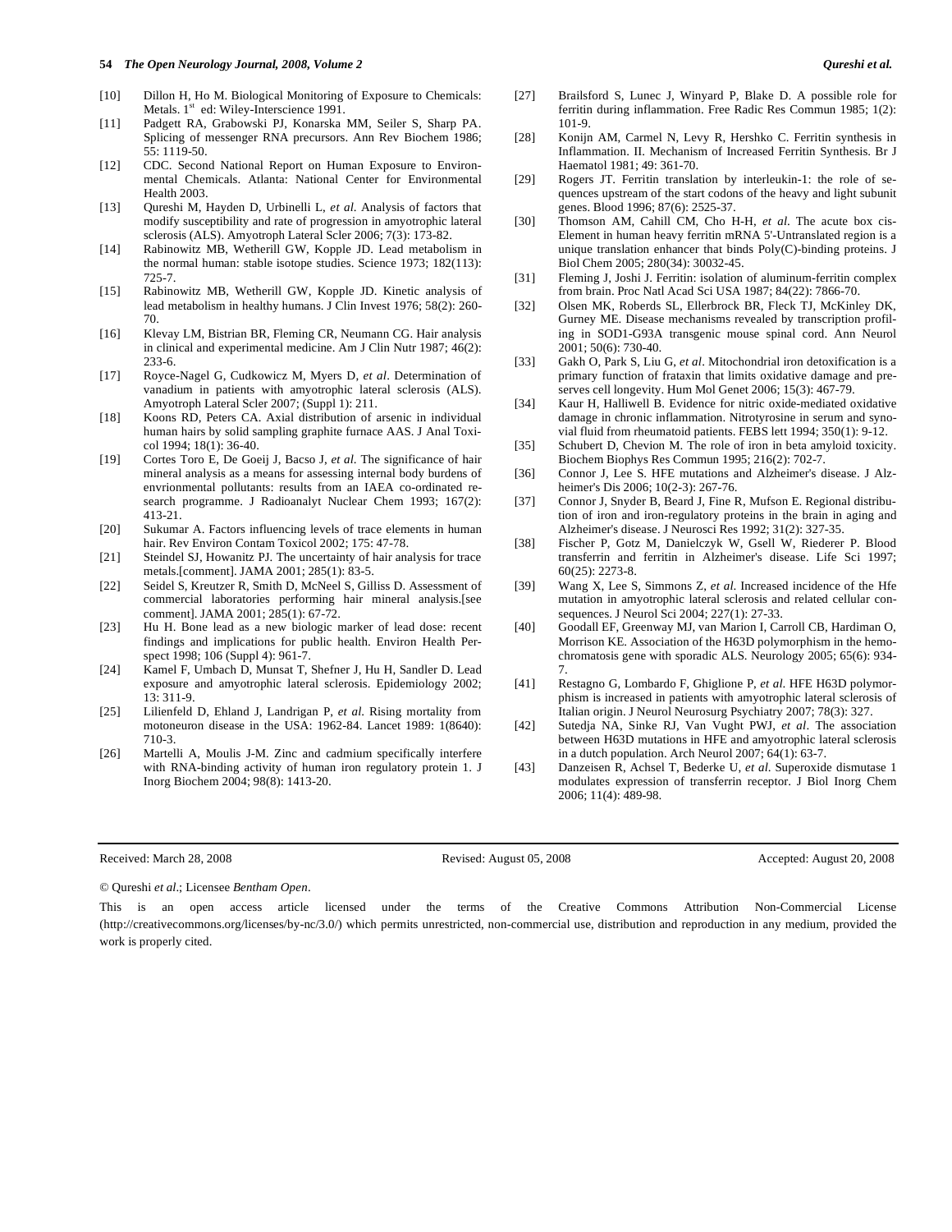[10] Dillon H, Ho M. Biological Monitoring of Exposure to Chemicals: Metals. 1st ed: Wiley-Interscience 1991.

[11] Padgett RA, Grabowski PJ, Konarska MM, Seiler S, Sharp PA. Splicing of messenger RNA precursors. Ann Rev Biochem 1986; 55: 1119-50.

[12] CDC. Second National Report on Human Exposure to Environmental Chemicals. Atlanta: National Center for Environmental Health 2003.

[13] Qureshi M, Hayden D, Urbinelli L, *et al*. Analysis of factors that modify susceptibility and rate of progression in amyotrophic lateral sclerosis (ALS). Amyotroph Lateral Scler 2006; 7(3): 173-82.

[14] Rabinowitz MB, Wetherill GW, Kopple JD. Lead metabolism in the normal human: stable isotope studies. Science 1973; 182(113): 725-7.

[15] Rabinowitz MB, Wetherill GW, Kopple JD. Kinetic analysis of lead metabolism in healthy humans. J Clin Invest 1976; 58(2): 260-70.

[16] Klevay LM, Bistrian BR, Fleming CR, Neumann CG. Hair analysis in clinical and experimental medicine. Am J Clin Nutr 1987; 46(2): 233-6.

[17] Royce-Nagel G, Cudkowicz M, Myers D, *et al*. Determination of vanadium in patients with amyotrophic lateral sclerosis (ALS). Amyotroph Lateral Scler 2007; (Suppl 1): 211.

[18] Koons RD, Peters CA. Axial distribution of arsenic in individual human hairs by solid sampling graphite furnace AAS. J Anal Toxicol 1994; 18(1): 36-40.

[19] Cortes Toro E, De Goeij J, Bacso J, *et al*. The significance of hair mineral analysis as a means for assessing internal body burdens of envrionmental pollutants: results from an IAEA co-ordinated research programme. J Radioanalyt Nuclear Chem 1993; 167(2): 413-21.

[20] Sukumar A. Factors influencing levels of trace elements in human hair. Rev Environ Contam Toxicol 2002; 175: 47-78.

[21] Steindel SJ, Howanitz PJ. The uncertainty of hair analysis for trace metals.[comment]. JAMA 2001; 285(1): 83-5.

[22] Seidel S, Kreutzer R, Smith D, McNeel S, Gilliss D. Assessment of commercial laboratories performing hair mineral analysis.[see comment]. JAMA 2001; 285(1): 67-72.

[23] Hu H. Bone lead as a new biologic marker of lead dose: recent findings and implications for public health. Environ Health Perspect 1998; 106 (Suppl 4): 961-7.

[24] Kamel F, Umbach D, Munsat T, Shefner J, Hu H, Sandler D. Lead exposure and amyotrophic lateral sclerosis. Epidemiology 2002; 13: 311-9.

[25] Lilienfeld D, Ehland J, Landrigan P, *et al*. Rising mortality from motoneuron disease in the USA: 1962-84. Lancet 1989: 1(8640): 710-3.

[26] Martelli A, Moulis J-M. Zinc and cadmium specifically interfere with RNA-binding activity of human iron regulatory protein 1. J Inorg Biochem 2004; 98(8): 1413-20.

[27] Brailsford S, Lunec J, Winyard P, Blake D. A possible role for ferritin during inflammation. Free Radic Res Commun 1985; 1(2): 101-9.

[28] Konijn AM, Carmel N, Levy R, Hershko C. Ferritin synthesis in Inflammation. II. Mechanism of Increased Ferritin Synthesis. Br J Haematol 1981; 49: 361-70.

[29] Rogers JT. Ferritin translation by interleukin-1: the role of sequences upstream of the start codons of the heavy and light subunit genes. Blood 1996; 87(6): 2525-37.

[30] Thomson AM, Cahill CM, Cho H-H, *et al*. The acute box cis-Element in human heavy ferritin mRNA 5'-Untranslated region is a unique translation enhancer that binds Poly(C)-binding proteins. J Biol Chem 2005; 280(34): 30032-45.

[31] Fleming J, Joshi J. Ferritin: isolation of aluminum-ferritin complex from brain. Proc Natl Acad Sci USA 1987; 84(22): 7866-70.

[32] Olsen MK, Roberds SL, Ellerbrock BR, Fleck TJ, McKinley DK, Gurney ME. Disease mechanisms revealed by transcription profiling in SOD1-G93A transgenic mouse spinal cord. Ann Neurol 2001; 50(6): 730-40.

[33] Gakh O, Park S, Liu G, *et al*. Mitochondrial iron detoxification is a primary function of frataxin that limits oxidative damage and preserves cell longevity. Hum Mol Genet 2006; 15(3): 467-79.

[34] Kaur H, Halliwell B. Evidence for nitric oxide-mediated oxidative damage in chronic inflammation. Nitrotyrosine in serum and synovial fluid from rheumatoid patients. FEBS lett 1994; 350(1): 9-12.

[35] Schubert D, Chevion M. The role of iron in beta amyloid toxicity. Biochem Biophys Res Commun 1995; 216(2): 702-7.

[36] Connor J, Lee S. HFE mutations and Alzheimer's disease. J Alzheimer's Dis 2006; 10(2-3): 267-76.

[37] Connor J, Snyder B, Beard J, Fine R, Mufson E. Regional distribution of iron and iron-regulatory proteins in the brain in aging and Alzheimer's disease. J Neurosci Res 1992; 31(2): 327-35.

[38] Fischer P, Gotz M, Danielczyk W, Gsell W, Riederer P. Blood transferrin and ferritin in Alzheimer's disease. Life Sci 1997; 60(25): 2273-8.

[39] Wang X, Lee S, Simmons Z, *et al*. Increased incidence of the Hfe mutation in amyotrophic lateral sclerosis and related cellular consequences. J Neurol Sci 2004; 227(1): 27-33.

[40] Goodall EF, Greenway MJ, van Marion I, Carroll CB, Hardiman O, Morrison KE. Association of the H63D polymorphism in the hemochromatosis gene with sporadic ALS. Neurology 2005; 65(6): 934-7.

[41] Restagno G, Lombardo F, Ghiglione P, *et al*. HFE H63D polymorphism is increased in patients with amyotrophic lateral sclerosis of Italian origin. J Neurol Neurosurg Psychiatry 2007; 78(3): 327.

[42] Sutedja NA, Sinke RJ, Van Vught PWJ, *et al*. The association between H63D mutations in HFE and amyotrophic lateral sclerosis in a dutch population. Arch Neurol 2007; 64(1): 63-7.

[43] Danzeisen R, Achsel T, Bederke U, *et al*. Superoxide dismutase 1 modulates expression of transferrin receptor. J Biol Inorg Chem 2006; 11(4): 489-98.

---

Received: March 28, 2008 Revised: August 05, 2008 Accepted: August 20, 2008

© Qureshi *et al*.; Licensee *Bentham Open*.

This is an open access article licensed under the terms of the Creative Commons Attribution Non-Commercial License (http://creativecommons.org/licenses/by-nc/3.0/) which permits unrestricted, non-commercial use, distribution and reproduction in any medium, provided the work is properly cited.